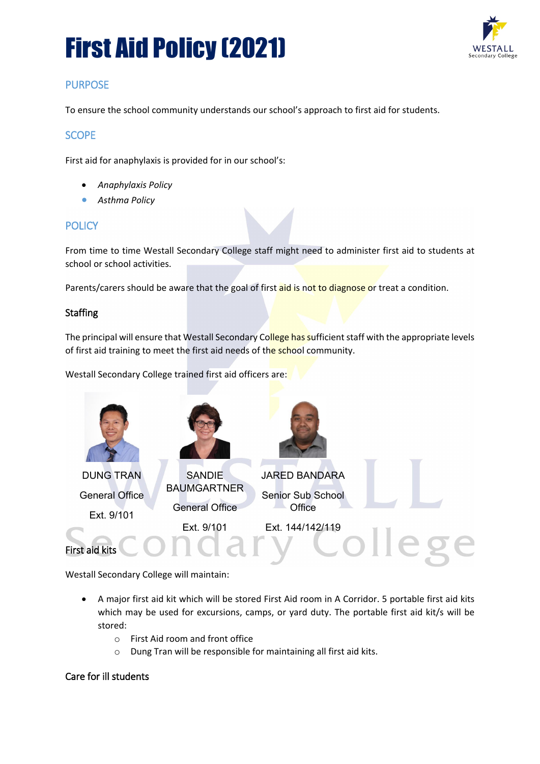# First Aid Policy (2021)

## PURPOSE

To ensure the school community understands our school's approach to first aid for students.

## SCOPE

First aid for anaphylaxis is provided for in our school's:

- *Anaphylaxis Policy*
- *Asthma Policy*

## POLICY

From time to time Westall Secondary College staff might need to administer first aid to students at school or school activities.

Parents/carers should be aware that the goal of first aid is not to diagnose or treat a condition.

### Staffing

The principal will ensure that Westall Secondary College has sufficient staff with the appropriate levels of first aid training to meet the first aid needs of the school community.

Westall Secondary College trained first aid officers are:

| DUNG TRAN | SANDIE BAUMGARTNER | JARED BANDARA |
|---|---|---|
| General Office | General Office | Senior Sub School Office |
| Ext. 9/101 | Ext. 9/101 | Ext. 144/142/119 |

### First aid kits

Westall Secondary College will maintain:

- A major first aid kit which will be stored First Aid room in A Corridor. 5 portable first aid kits which may be used for excursions, camps, or yard duty. The portable first aid kit/s will be stored:
  - First Aid room and front office
  - Dung Tran will be responsible for maintaining all first aid kits.

### Care for ill students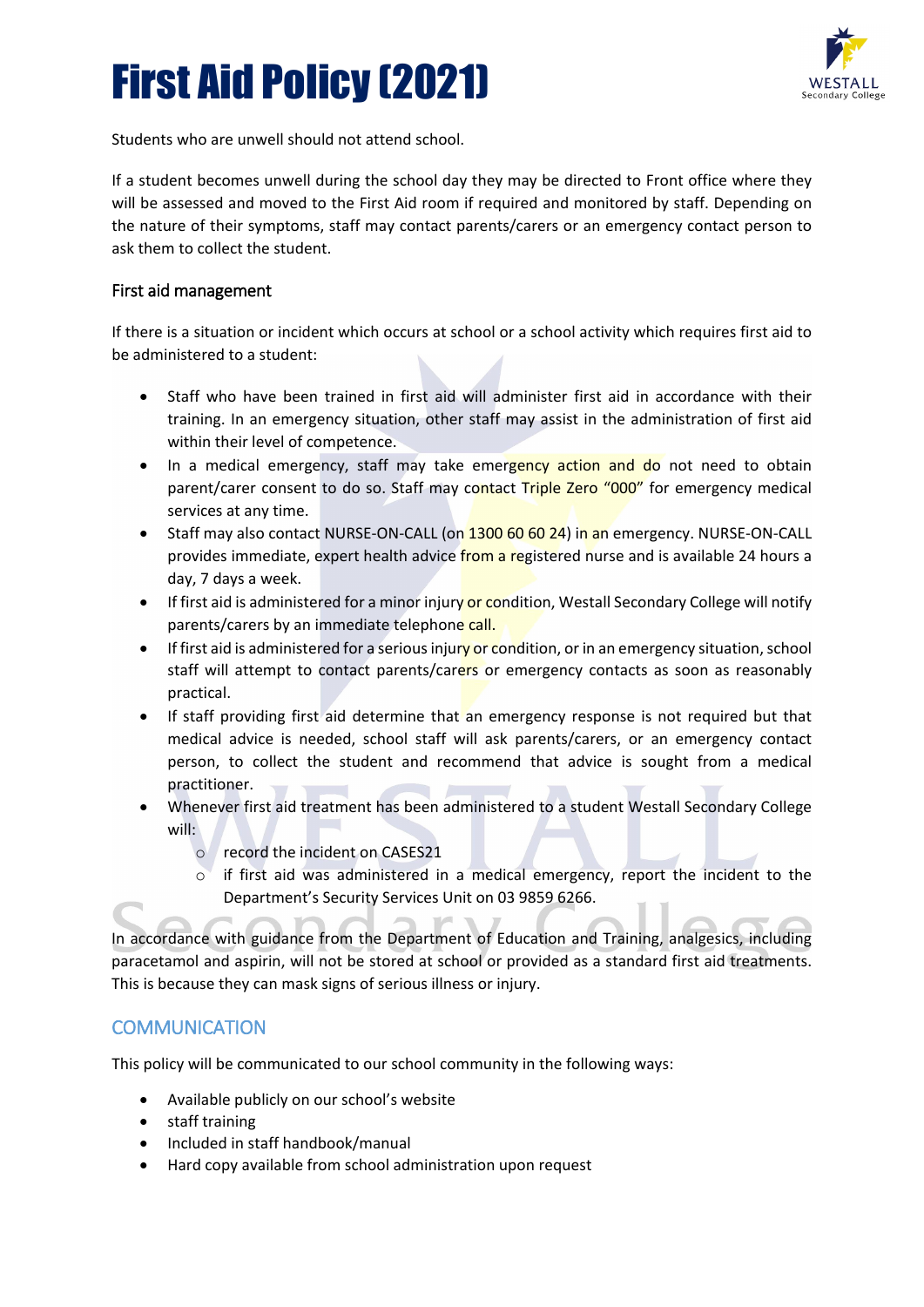# First Aid Policy (2021)

Students who are unwell should not attend school.

If a student becomes unwell during the school day they may be directed to Front office where they will be assessed and moved to the First Aid room if required and monitored by staff. Depending on the nature of their symptoms, staff may contact parents/carers or an emergency contact person to ask them to collect the student.

## First aid management

If there is a situation or incident which occurs at school or a school activity which requires first aid to be administered to a student:

- Staff who have been trained in first aid will administer first aid in accordance with their training. In an emergency situation, other staff may assist in the administration of first aid within their level of competence.
- In a medical emergency, staff may take emergency action and do not need to obtain parent/carer consent to do so. Staff may contact Triple Zero "000" for emergency medical services at any time.
- Staff may also contact NURSE-ON-CALL (on 1300 60 60 24) in an emergency. NURSE-ON-CALL provides immediate, expert health advice from a registered nurse and is available 24 hours a day, 7 days a week.
- If first aid is administered for a minor injury or condition, Westall Secondary College will notify parents/carers by an immediate telephone call.
- If first aid is administered for a serious injury or condition, or in an emergency situation, school staff will attempt to contact parents/carers or emergency contacts as soon as reasonably practical.
- If staff providing first aid determine that an emergency response is not required but that medical advice is needed, school staff will ask parents/carers, or an emergency contact person, to collect the student and recommend that advice is sought from a medical practitioner.
- Whenever first aid treatment has been administered to a student Westall Secondary College will:
  - record the incident on CASES21
  - if first aid was administered in a medical emergency, report the incident to the Department's Security Services Unit on 03 9859 6266.

In accordance with guidance from the Department of Education and Training, analgesics, including paracetamol and aspirin, will not be stored at school or provided as a standard first aid treatments. This is because they can mask signs of serious illness or injury.

## COMMUNICATION

This policy will be communicated to our school community in the following ways:

- Available publicly on our school's website
- staff training
- Included in staff handbook/manual
- Hard copy available from school administration upon request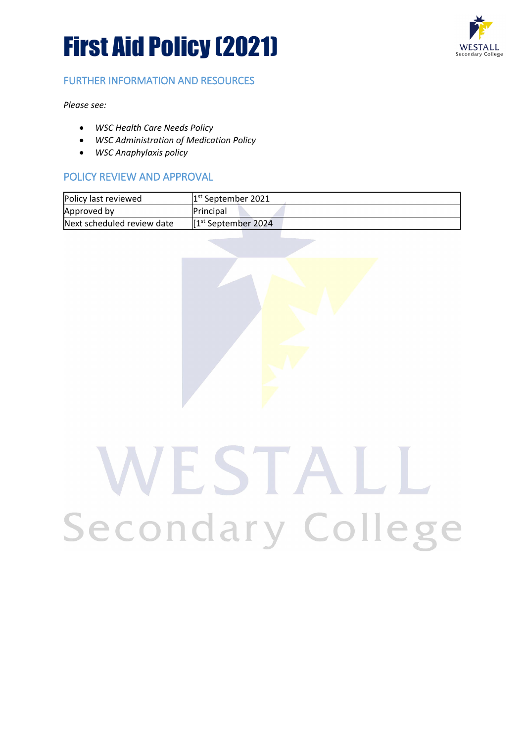# First Aid Policy (2021)

## FURTHER INFORMATION AND RESOURCES

*Please see:*

- *WSC Health Care Needs Policy*
- *WSC Administration of Medication Policy*
- *WSC Anaphylaxis policy*

## POLICY REVIEW AND APPROVAL

| | |
|---|---|
| Policy last reviewed | 1st September 2021 |
| Approved by | Principal |
| Next scheduled review date | [1st September 2024 |